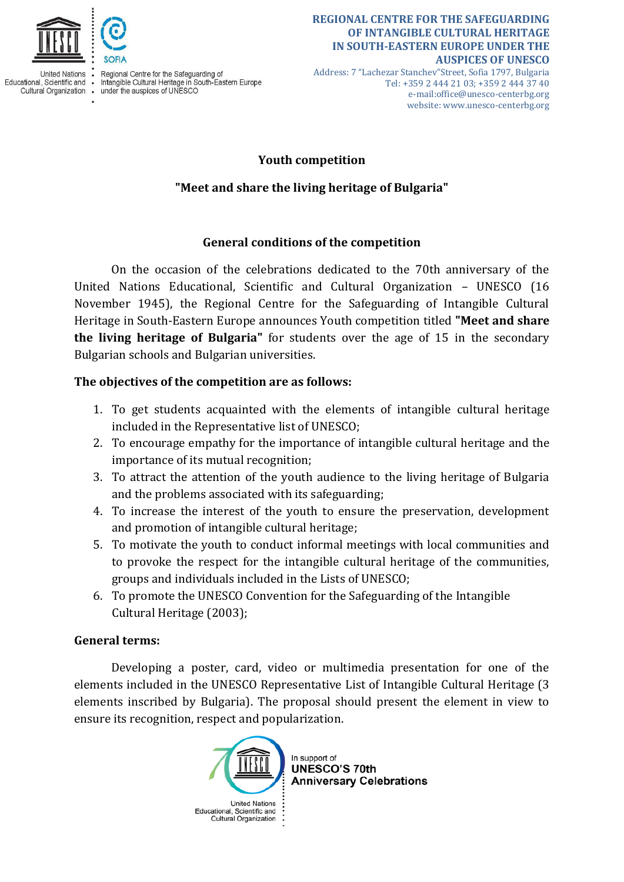REGIONAL CENTRE FOR THE SAFEGUARDING OF INTANGIBLE CULTURAL HERITAGE IN SOUTH-EASTERN EUROPE UNDER THE AUSPICES OF UNESCO

Address: 7 "Lachezar Stanchev"Street, Sofia 1797, Bulgaria
Tel: +359 2 444 21 03; +359 2 444 37 40
e-mail:office@unesco-centerbg.org
website: www.unesco-centerbg.org

## Youth competition

## "Meet and share the living heritage of Bulgaria"

### General conditions of the competition

On the occasion of the celebrations dedicated to the 70th anniversary of the United Nations Educational, Scientific and Cultural Organization – UNESCO (16 November 1945), the Regional Centre for the Safeguarding of Intangible Cultural Heritage in South-Eastern Europe announces Youth competition titled **"Meet and share the living heritage of Bulgaria"** for students over the age of 15 in the secondary Bulgarian schools and Bulgarian universities.

**The objectives of the competition are as follows:**

1. To get students acquainted with the elements of intangible cultural heritage included in the Representative list of UNESCO;
2. To encourage empathy for the importance of intangible cultural heritage and the importance of its mutual recognition;
3. To attract the attention of the youth audience to the living heritage of Bulgaria and the problems associated with its safeguarding;
4. To increase the interest of the youth to ensure the preservation, development and promotion of intangible cultural heritage;
5. To motivate the youth to conduct informal meetings with local communities and to provoke the respect for the intangible cultural heritage of the communities, groups and individuals included in the Lists of UNESCO;
6. To promote the UNESCO Convention for the Safeguarding of the Intangible Cultural Heritage (2003);

**General terms:**

Developing a poster, card, video or multimedia presentation for one of the elements included in the UNESCO Representative List of Intangible Cultural Heritage (3 elements inscribed by Bulgaria). The proposal should present the element in view to ensure its recognition, respect and popularization.

In support of UNESCO'S 70th Anniversary Celebrations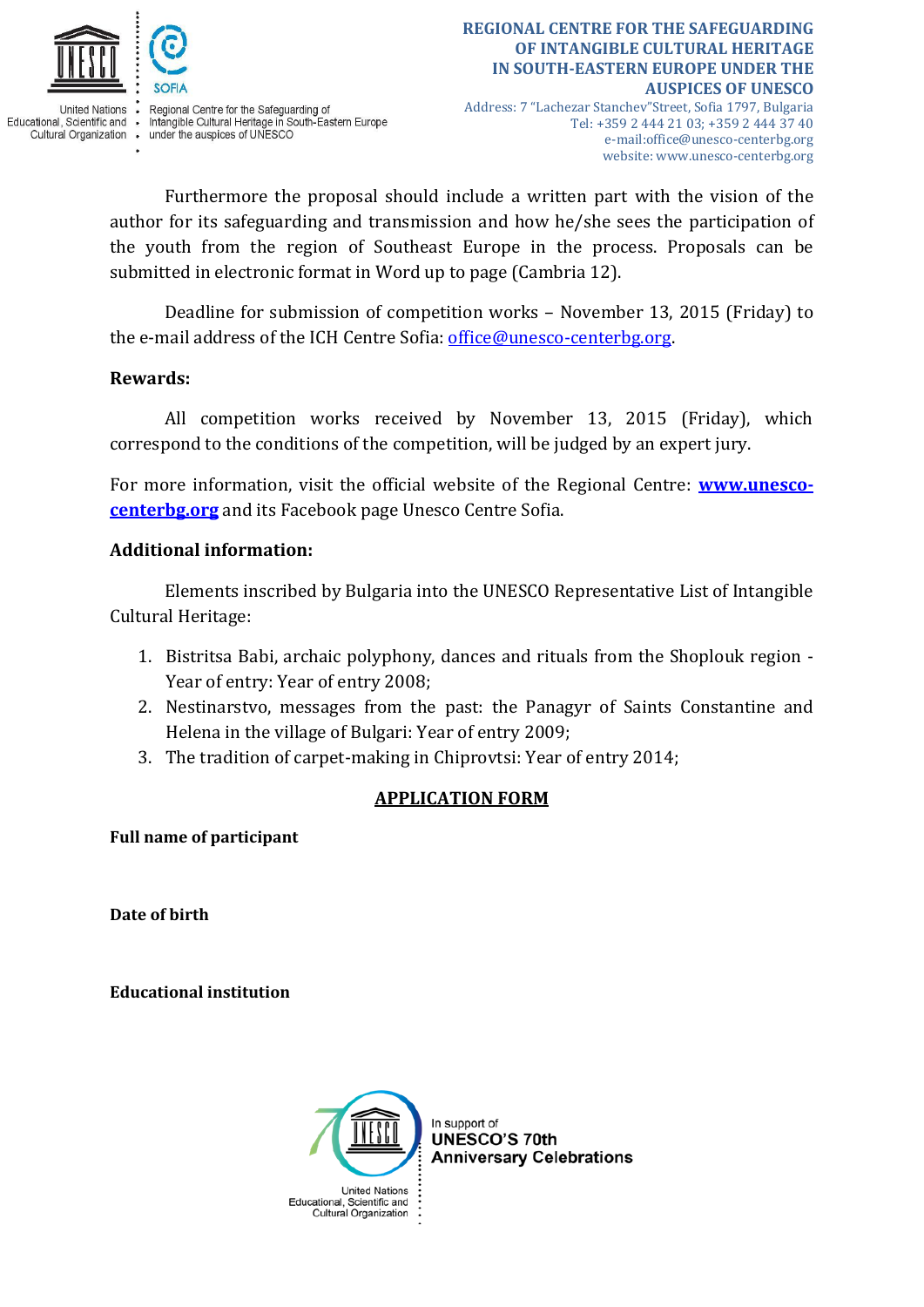Furthermore the proposal should include a written part with the vision of the author for its safeguarding and transmission and how he/she sees the participation of the youth from the region of Southeast Europe in the process. Proposals can be submitted in electronic format in Word up to page (Cambria 12).

Deadline for submission of competition works – November 13, 2015 (Friday) to the e-mail address of the ICH Centre Sofia: office@unesco-centerbg.org.

**Rewards:**

All competition works received by November 13, 2015 (Friday), which correspond to the conditions of the competition, will be judged by an expert jury.

For more information, visit the official website of the Regional Centre: **www.unesco-centerbg.org** and its Facebook page Unesco Centre Sofia.

**Additional information:**

Elements inscribed by Bulgaria into the UNESCO Representative List of Intangible Cultural Heritage:

1. Bistritsa Babi, archaic polyphony, dances and rituals from the Shoplouk region - Year of entry: Year of entry 2008;
2. Nestinarstvo, messages from the past: the Panagyr of Saints Constantine and Helena in the village of Bulgari: Year of entry 2009;
3. The tradition of carpet-making in Chiprovtsi: Year of entry 2014;

## APPLICATION FORM

**Full name of participant**

**Date of birth**

**Educational institution**

In support of **UNESCO'S 70th Anniversary Celebrations**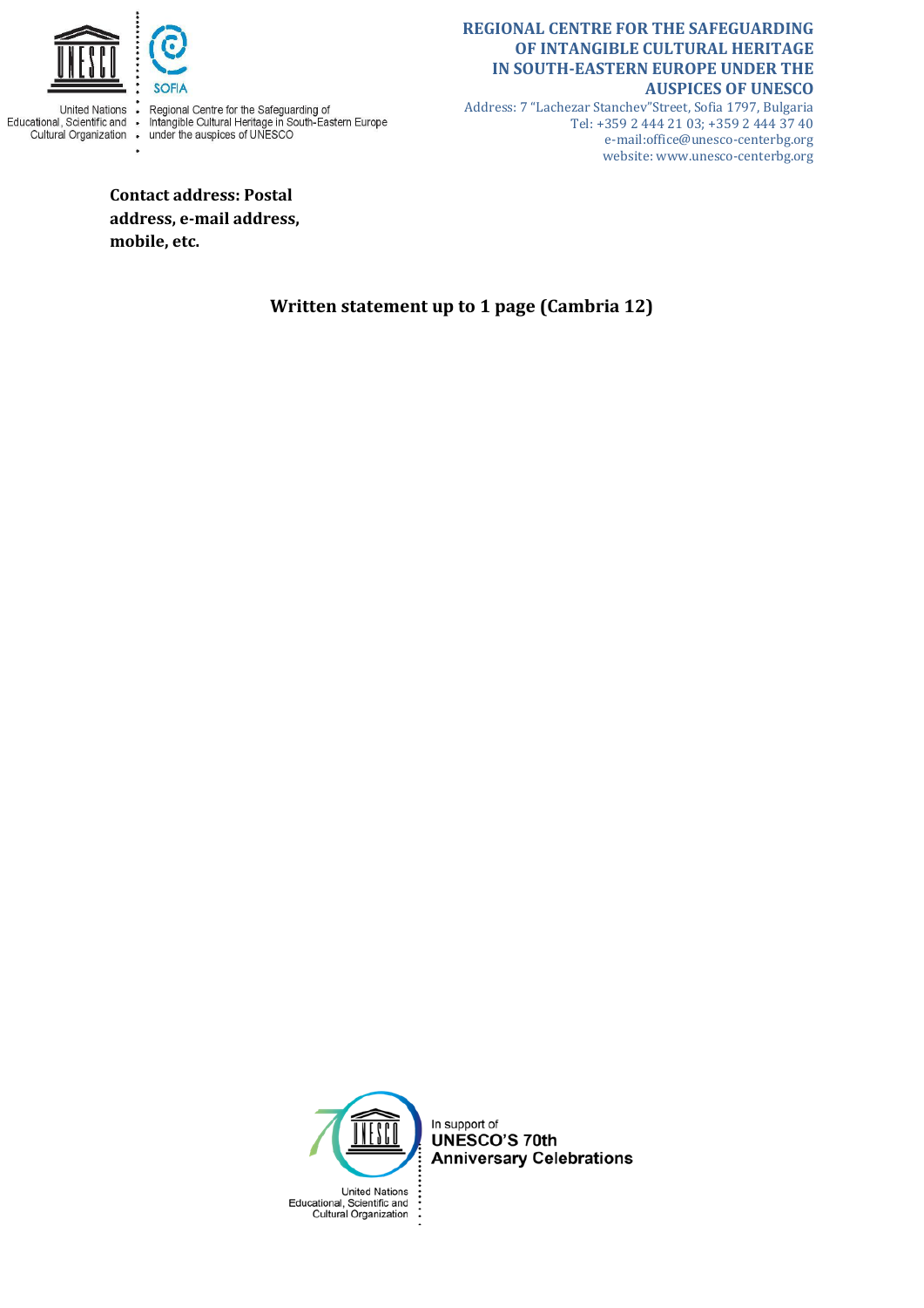United Nations Educational, Scientific and Cultural Organization

SOFIA

Regional Centre for the Safeguarding of Intangible Cultural Heritage in South-Eastern Europe under the auspices of UNESCO

**REGIONAL CENTRE FOR THE SAFEGUARDING OF INTANGIBLE CULTURAL HERITAGE IN SOUTH-EASTERN EUROPE UNDER THE AUSPICES OF UNESCO**

Address: 7 "Lachezar Stanchev"Street, Sofia 1797, Bulgaria
Tel: +359 2 444 21 03; +359 2 444 37 40
e-mail:office@unesco-centerbg.org
website: www.unesco-centerbg.org

**Contact address: Postal address, e-mail address, mobile, etc.**

**Written statement up to 1 page (Cambria 12)**

United Nations Educational, Scientific and Cultural Organization

In support of
**UNESCO'S 70th Anniversary Celebrations**